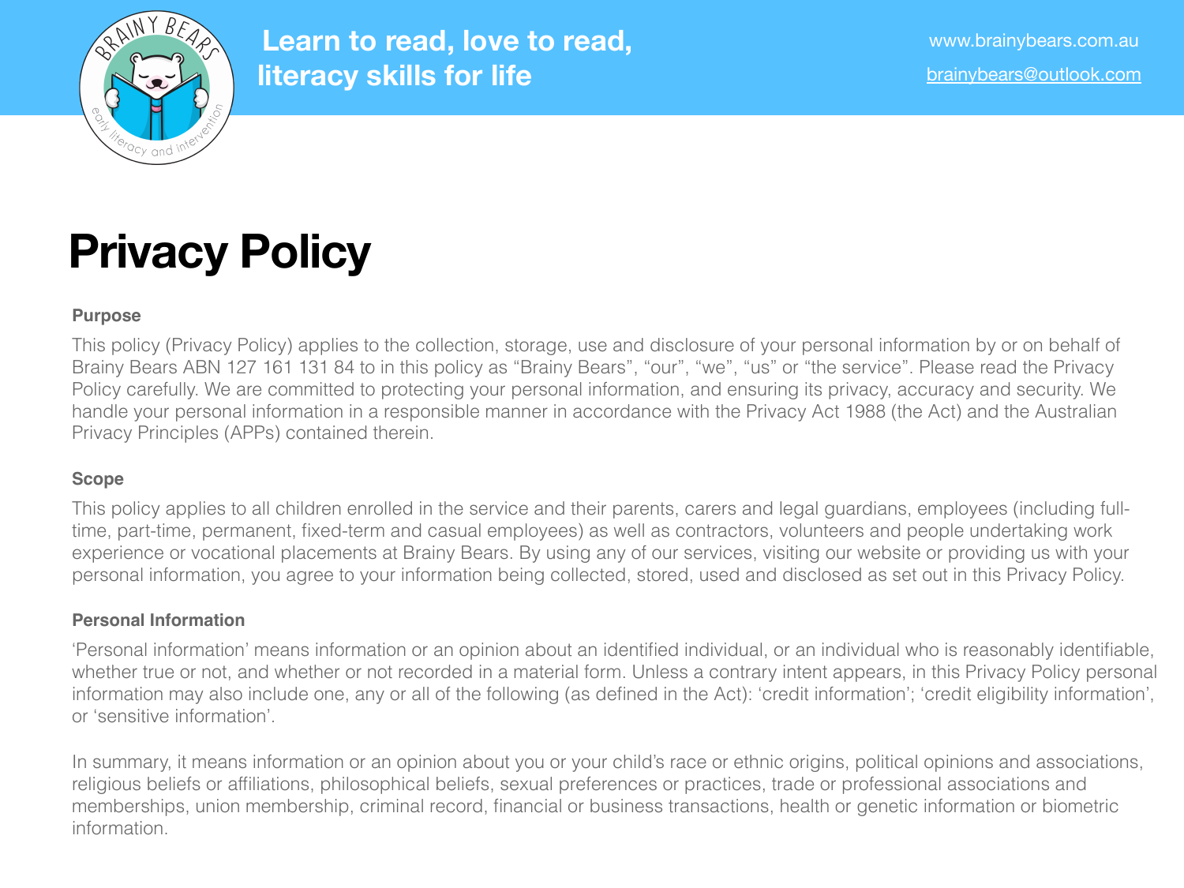Learn to read, love to read, literacy skills for life

www.brainybears.com.au

brainybears@outlook.com

# Privacy Policy

### Purpose

This policy (Privacy Policy) applies to the collection, storage, use and disclosure of your personal information by or on behalf of Brainy Bears ABN 127 161 131 84 to in this policy as "Brainy Bears", "our", "we", "us" or "the service". Please read the Privacy Policy carefully. We are committed to protecting your personal information, and ensuring its privacy, accuracy and security. We handle your personal information in a responsible manner in accordance with the Privacy Act 1988 (the Act) and the Australian Privacy Principles (APPs) contained therein.

### Scope

This policy applies to all children enrolled in the service and their parents, carers and legal guardians, employees (including full-time, part-time, permanent, fixed-term and casual employees) as well as contractors, volunteers and people undertaking work experience or vocational placements at Brainy Bears. By using any of our services, visiting our website or providing us with your personal information, you agree to your information being collected, stored, used and disclosed as set out in this Privacy Policy.

### Personal Information

'Personal information' means information or an opinion about an identified individual, or an individual who is reasonably identifiable, whether true or not, and whether or not recorded in a material form. Unless a contrary intent appears, in this Privacy Policy personal information may also include one, any or all of the following (as defined in the Act): 'credit information'; 'credit eligibility information', or 'sensitive information'.

In summary, it means information or an opinion about you or your child's race or ethnic origins, political opinions and associations, religious beliefs or affiliations, philosophical beliefs, sexual preferences or practices, trade or professional associations and memberships, union membership, criminal record, financial or business transactions, health or genetic information or biometric information.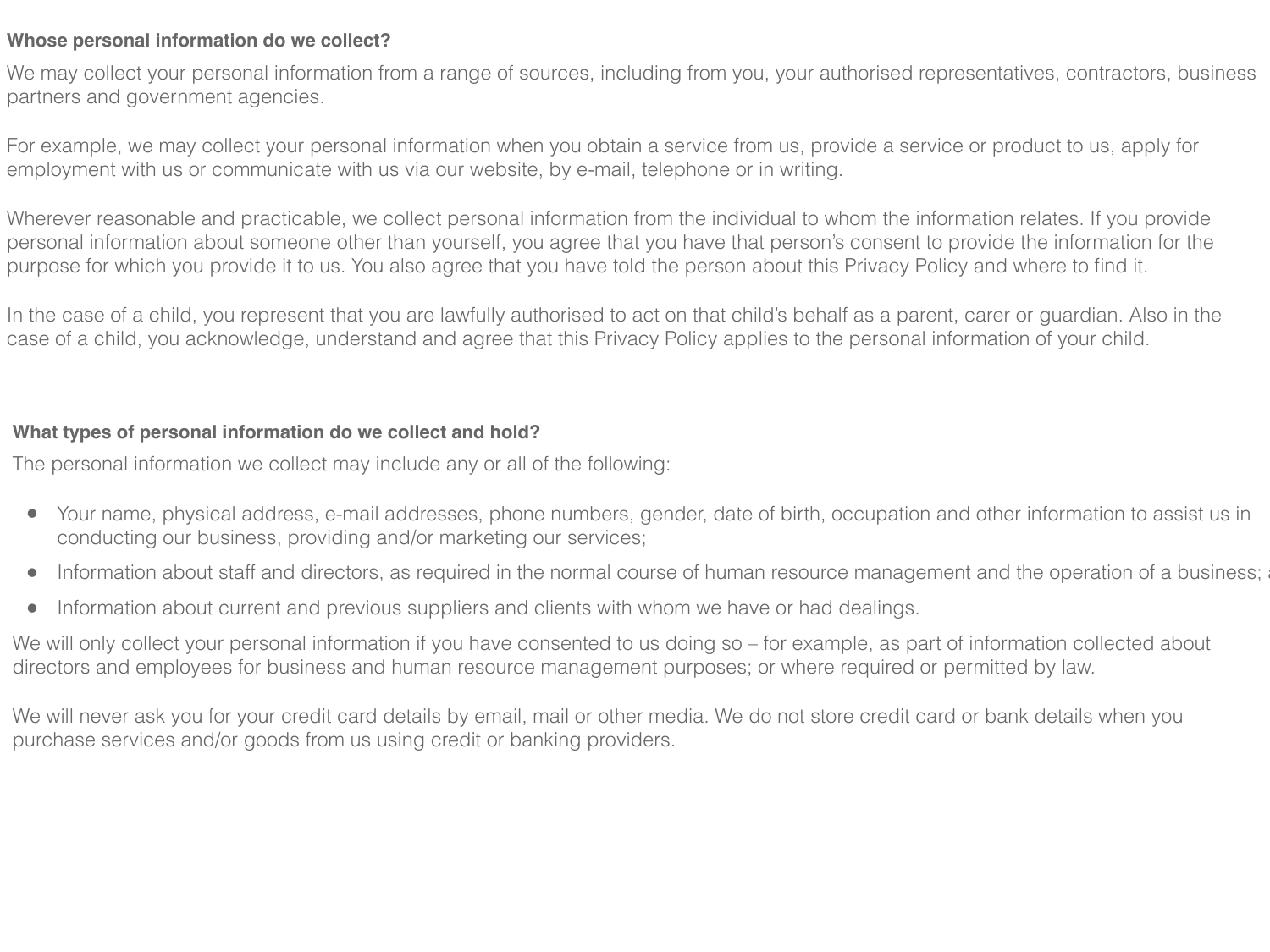**Whose personal information do we collect?**

We may collect your personal information from a range of sources, including from you, your authorised representatives, contractors, business partners and government agencies.

For example, we may collect your personal information when you obtain a service from us, provide a service or product to us, apply for employment with us or communicate with us via our website, by e-mail, telephone or in writing.

Wherever reasonable and practicable, we collect personal information from the individual to whom the information relates. If you provide personal information about someone other than yourself, you agree that you have that person's consent to provide the information for the purpose for which you provide it to us. You also agree that you have told the person about this Privacy Policy and where to find it.

In the case of a child, you represent that you are lawfully authorised to act on that child's behalf as a parent, carer or guardian. Also in the case of a child, you acknowledge, understand and agree that this Privacy Policy applies to the personal information of your child.

**What types of personal information do we collect and hold?**

The personal information we collect may include any or all of the following:

- Your name, physical address, e-mail addresses, phone numbers, gender, date of birth, occupation and other information to assist us in conducting our business, providing and/or marketing our services;
- Information about staff and directors, as required in the normal course of human resource management and the operation of a business;
- Information about current and previous suppliers and clients with whom we have or had dealings.

We will only collect your personal information if you have consented to us doing so – for example, as part of information collected about directors and employees for business and human resource management purposes; or where required or permitted by law.

We will never ask you for your credit card details by email, mail or other media. We do not store credit card or bank details when you purchase services and/or goods from us using credit or banking providers.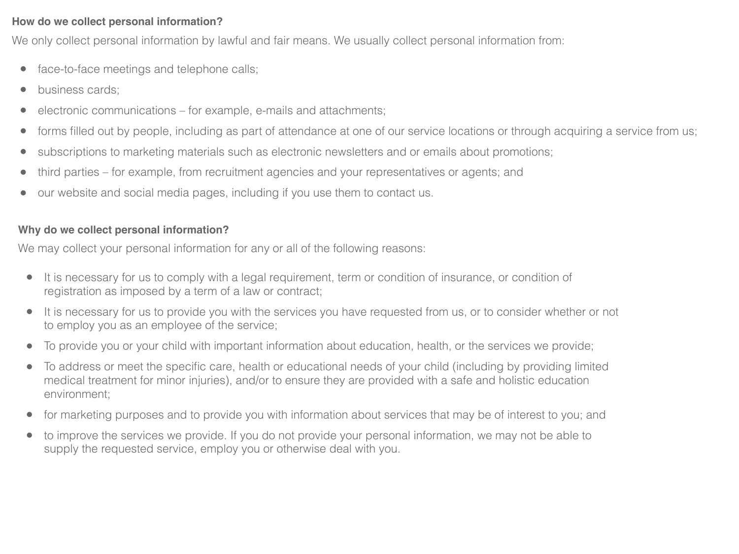**How do we collect personal information?**

We only collect personal information by lawful and fair means. We usually collect personal information from:

- face-to-face meetings and telephone calls;
- business cards;
- electronic communications – for example, e-mails and attachments;
- forms filled out by people, including as part of attendance at one of our service locations or through acquiring a service from us;
- subscriptions to marketing materials such as electronic newsletters and or emails about promotions;
- third parties – for example, from recruitment agencies and your representatives or agents; and
- our website and social media pages, including if you use them to contact us.

**Why do we collect personal information?**

We may collect your personal information for any or all of the following reasons:

- It is necessary for us to comply with a legal requirement, term or condition of insurance, or condition of registration as imposed by a term of a law or contract;
- It is necessary for us to provide you with the services you have requested from us, or to consider whether or not to employ you as an employee of the service;
- To provide you or your child with important information about education, health, or the services we provide;
- To address or meet the specific care, health or educational needs of your child (including by providing limited medical treatment for minor injuries), and/or to ensure they are provided with a safe and holistic education environment;
- for marketing purposes and to provide you with information about services that may be of interest to you; and
- to improve the services we provide. If you do not provide your personal information, we may not be able to supply the requested service, employ you or otherwise deal with you.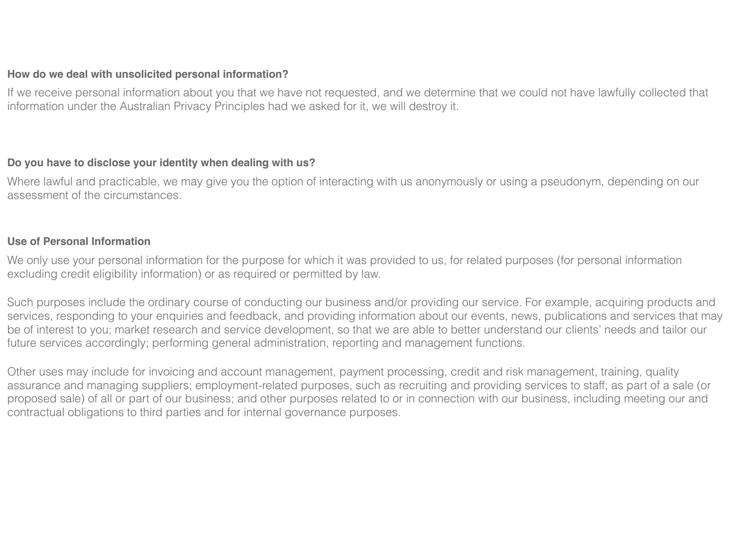### How do we deal with unsolicited personal information?

If we receive personal information about you that we have not requested, and we determine that we could not have lawfully collected that information under the Australian Privacy Principles had we asked for it, we will destroy it.

### Do you have to disclose your identity when dealing with us?

Where lawful and practicable, we may give you the option of interacting with us anonymously or using a pseudonym, depending on our assessment of the circumstances.

### Use of Personal Information

We only use your personal information for the purpose for which it was provided to us, for related purposes (for personal information excluding credit eligibility information) or as required or permitted by law.

Such purposes include the ordinary course of conducting our business and/or providing our service. For example, acquiring products and services, responding to your enquiries and feedback, and providing information about our events, news, publications and services that may be of interest to you; market research and service development, so that we are able to better understand our clients' needs and tailor our future services accordingly; performing general administration, reporting and management functions.

Other uses may include for invoicing and account management, payment processing, credit and risk management, training, quality assurance and managing suppliers; employment-related purposes, such as recruiting and providing services to staff; as part of a sale (or proposed sale) of all or part of our business; and other purposes related to or in connection with our business, including meeting our and contractual obligations to third parties and for internal governance purposes.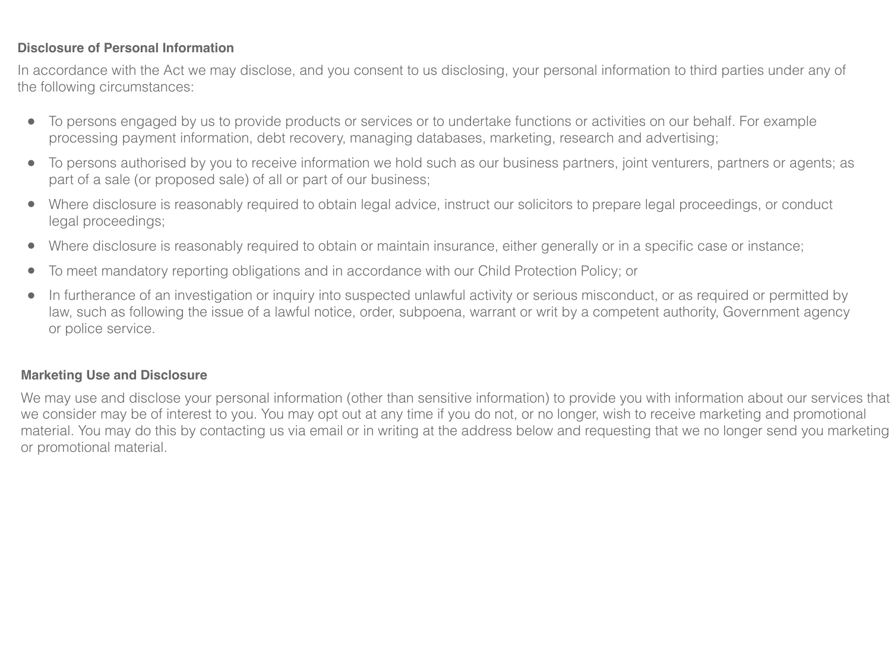**Disclosure of Personal Information**

In accordance with the Act we may disclose, and you consent to us disclosing, your personal information to third parties under any of the following circumstances:

- To persons engaged by us to provide products or services or to undertake functions or activities on our behalf. For example processing payment information, debt recovery, managing databases, marketing, research and advertising;
- To persons authorised by you to receive information we hold such as our business partners, joint venturers, partners or agents; as part of a sale (or proposed sale) of all or part of our business;
- Where disclosure is reasonably required to obtain legal advice, instruct our solicitors to prepare legal proceedings, or conduct legal proceedings;
- Where disclosure is reasonably required to obtain or maintain insurance, either generally or in a specific case or instance;
- To meet mandatory reporting obligations and in accordance with our Child Protection Policy; or
- In furtherance of an investigation or inquiry into suspected unlawful activity or serious misconduct, or as required or permitted by law, such as following the issue of a lawful notice, order, subpoena, warrant or writ by a competent authority, Government agency or police service.

**Marketing Use and Disclosure**

We may use and disclose your personal information (other than sensitive information) to provide you with information about our services that we consider may be of interest to you. You may opt out at any time if you do not, or no longer, wish to receive marketing and promotional material. You may do this by contacting us via email or in writing at the address below and requesting that we no longer send you marketing or promotional material.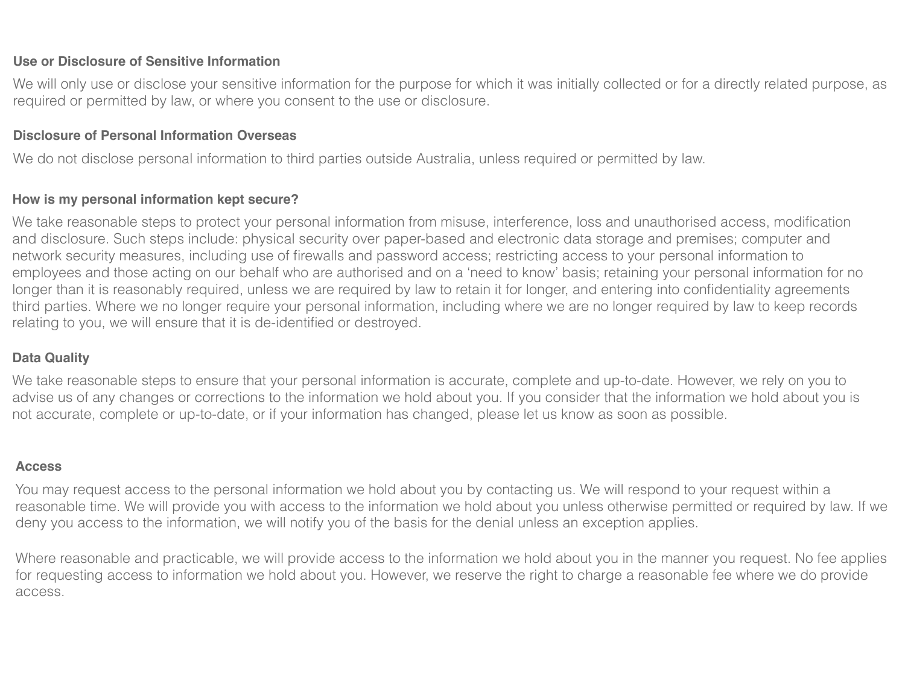### Use or Disclosure of Sensitive Information

We will only use or disclose your sensitive information for the purpose for which it was initially collected or for a directly related purpose, as required or permitted by law, or where you consent to the use or disclosure.

### Disclosure of Personal Information Overseas

We do not disclose personal information to third parties outside Australia, unless required or permitted by law.

### How is my personal information kept secure?

We take reasonable steps to protect your personal information from misuse, interference, loss and unauthorised access, modification and disclosure. Such steps include: physical security over paper-based and electronic data storage and premises; computer and network security measures, including use of firewalls and password access; restricting access to your personal information to employees and those acting on our behalf who are authorised and on a 'need to know' basis; retaining your personal information for no longer than it is reasonably required, unless we are required by law to retain it for longer, and entering into confidentiality agreements third parties. Where we no longer require your personal information, including where we are no longer required by law to keep records relating to you, we will ensure that it is de-identified or destroyed.

### Data Quality

We take reasonable steps to ensure that your personal information is accurate, complete and up-to-date. However, we rely on you to advise us of any changes or corrections to the information we hold about you. If you consider that the information we hold about you is not accurate, complete or up-to-date, or if your information has changed, please let us know as soon as possible.

### Access

You may request access to the personal information we hold about you by contacting us. We will respond to your request within a reasonable time. We will provide you with access to the information we hold about you unless otherwise permitted or required by law. If we deny you access to the information, we will notify you of the basis for the denial unless an exception applies.

Where reasonable and practicable, we will provide access to the information we hold about you in the manner you request. No fee applies for requesting access to information we hold about you. However, we reserve the right to charge a reasonable fee where we do provide access.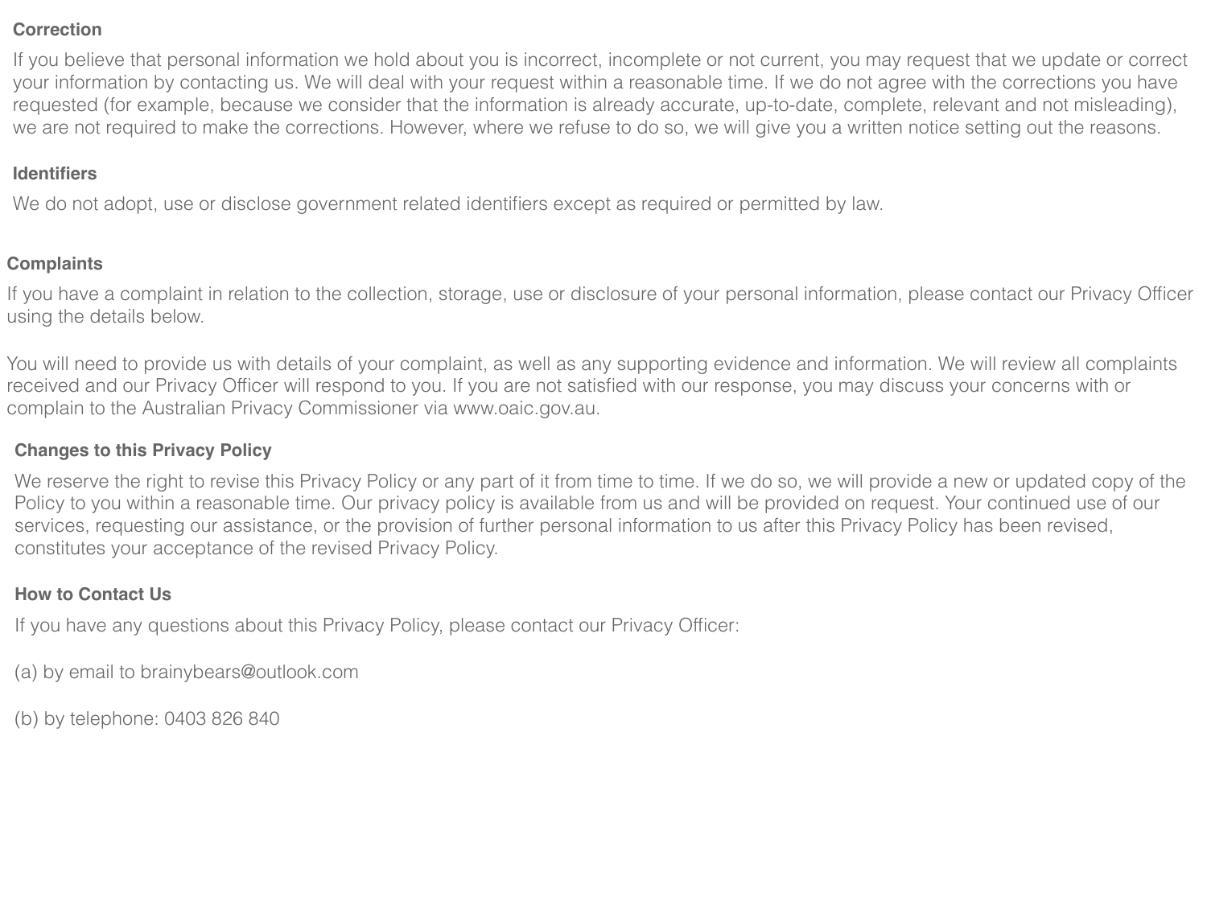## Correction

If you believe that personal information we hold about you is incorrect, incomplete or not current, you may request that we update or correct your information by contacting us. We will deal with your request within a reasonable time. If we do not agree with the corrections you have requested (for example, because we consider that the information is already accurate, up-to-date, complete, relevant and not misleading), we are not required to make the corrections. However, where we refuse to do so, we will give you a written notice setting out the reasons.

## Identifiers

We do not adopt, use or disclose government related identifiers except as required or permitted by law.

## Complaints

If you have a complaint in relation to the collection, storage, use or disclosure of your personal information, please contact our Privacy Officer using the details below.

You will need to provide us with details of your complaint, as well as any supporting evidence and information. We will review all complaints received and our Privacy Officer will respond to you. If you are not satisfied with our response, you may discuss your concerns with or complain to the Australian Privacy Commissioner via www.oaic.gov.au.

## Changes to this Privacy Policy

We reserve the right to revise this Privacy Policy or any part of it from time to time. If we do so, we will provide a new or updated copy of the Policy to you within a reasonable time. Our privacy policy is available from us and will be provided on request. Your continued use of our services, requesting our assistance, or the provision of further personal information to us after this Privacy Policy has been revised, constitutes your acceptance of the revised Privacy Policy.

## How to Contact Us

If you have any questions about this Privacy Policy, please contact our Privacy Officer:

(a) by email to brainybears@outlook.com

(b) by telephone: 0403 826 840